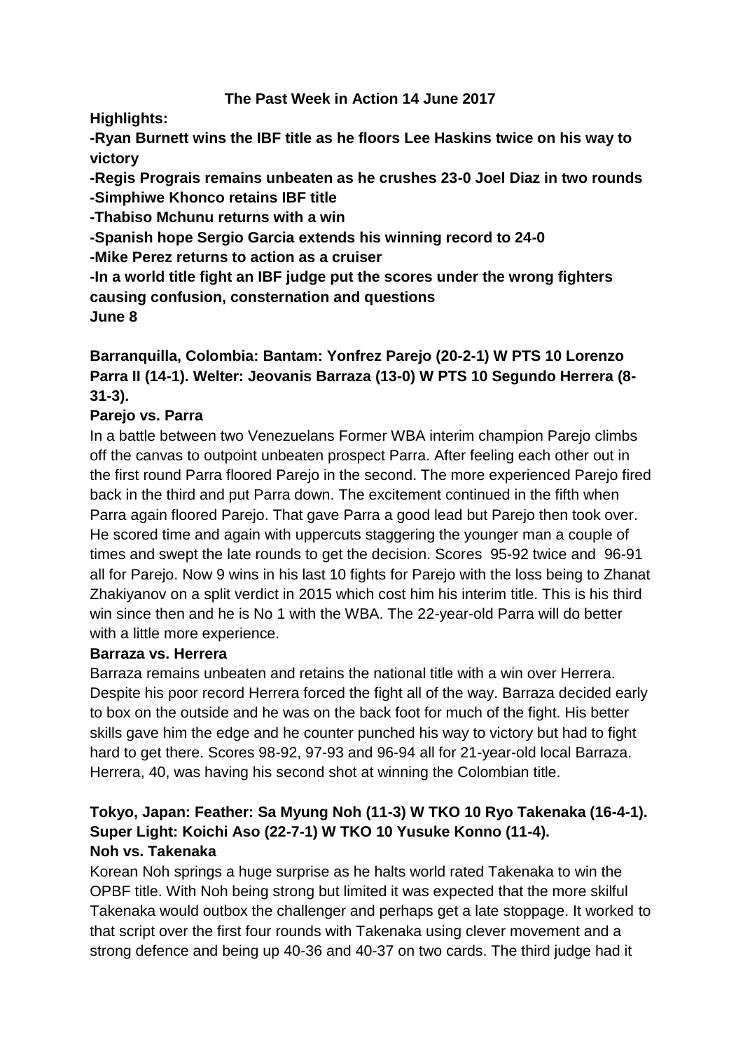# The Past Week in Action 14 June 2017

**Highlights:**

**-Ryan Burnett wins the IBF title as he floors Lee Haskins twice on his way to victory**

**-Regis Prograis remains unbeaten as he crushes 23-0 Joel Diaz in two rounds**

**-Simphiwe Khonco retains IBF title**

**-Thabiso Mchunu returns with a win**

**-Spanish hope Sergio Garcia extends his winning record to 24-0**

**-Mike Perez returns to action as a cruiser**

**-In a world title fight an IBF judge put the scores under the wrong fighters causing confusion, consternation and questions**

**June 8**

**Barranquilla, Colombia: Bantam: Yonfrez Parejo (20-2-1) W PTS 10 Lorenzo Parra II (14-1). Welter: Jeovanis Barraza (13-0) W PTS 10 Segundo Herrera (8-31-3).**

**Parejo vs. Parra**

In a battle between two Venezuelans Former WBA interim champion Parejo climbs off the canvas to outpoint unbeaten prospect Parra. After feeling each other out in the first round Parra floored Parejo in the second. The more experienced Parejo fired back in the third and put Parra down. The excitement continued in the fifth when Parra again floored Parejo. That gave Parra a good lead but Parejo then took over. He scored time and again with uppercuts staggering the younger man a couple of times and swept the late rounds to get the decision. Scores 95-92 twice and 96-91 all for Parejo. Now 9 wins in his last 10 fights for Parejo with the loss being to Zhanat Zhakiyanov on a split verdict in 2015 which cost him his interim title. This is his third win since then and he is No 1 with the WBA. The 22-year-old Parra will do better with a little more experience.

**Barraza vs. Herrera**

Barraza remains unbeaten and retains the national title with a win over Herrera. Despite his poor record Herrera forced the fight all of the way. Barraza decided early to box on the outside and he was on the back foot for much of the fight. His better skills gave him the edge and he counter punched his way to victory but had to fight hard to get there. Scores 98-92, 97-93 and 96-94 all for 21-year-old local Barraza. Herrera, 40, was having his second shot at winning the Colombian title.

**Tokyo, Japan: Feather: Sa Myung Noh (11-3) W TKO 10 Ryo Takenaka (16-4-1). Super Light: Koichi Aso (22-7-1) W TKO 10 Yusuke Konno (11-4).**

**Noh vs. Takenaka**

Korean Noh springs a huge surprise as he halts world rated Takenaka to win the OPBF title. With Noh being strong but limited it was expected that the more skilful Takenaka would outbox the challenger and perhaps get a late stoppage. It worked to that script over the first four rounds with Takenaka using clever movement and a strong defence and being up 40-36 and 40-37 on two cards. The third judge had it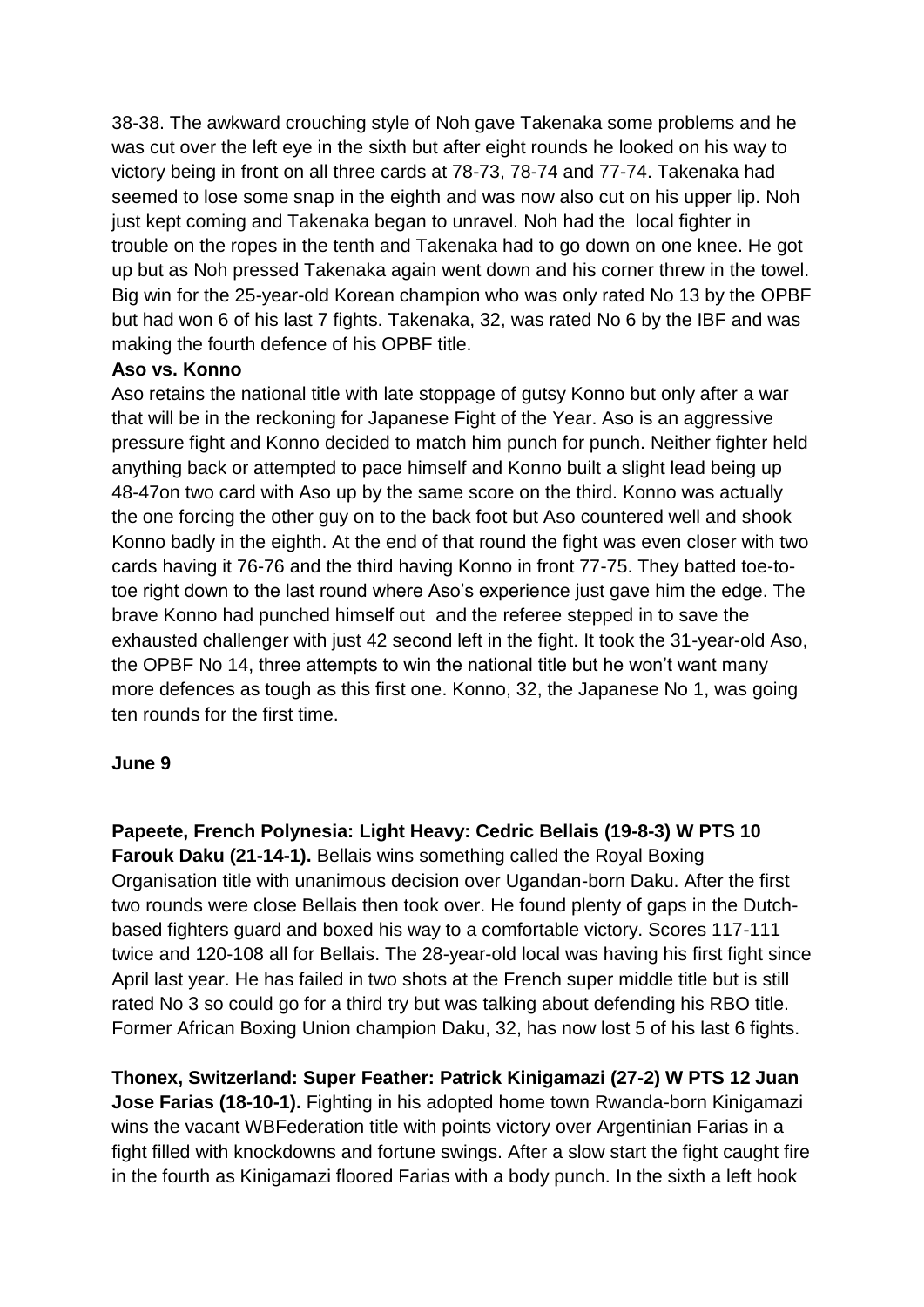38-38. The awkward crouching style of Noh gave Takenaka some problems and he was cut over the left eye in the sixth but after eight rounds he looked on his way to victory being in front on all three cards at 78-73, 78-74 and 77-74. Takenaka had seemed to lose some snap in the eighth and was now also cut on his upper lip. Noh just kept coming and Takenaka began to unravel. Noh had the local fighter in trouble on the ropes in the tenth and Takenaka had to go down on one knee. He got up but as Noh pressed Takenaka again went down and his corner threw in the towel. Big win for the 25-year-old Korean champion who was only rated No 13 by the OPBF but had won 6 of his last 7 fights. Takenaka, 32, was rated No 6 by the IBF and was making the fourth defence of his OPBF title.

**Aso vs. Konno**

Aso retains the national title with late stoppage of gutsy Konno but only after a war that will be in the reckoning for Japanese Fight of the Year. Aso is an aggressive pressure fight and Konno decided to match him punch for punch. Neither fighter held anything back or attempted to pace himself and Konno built a slight lead being up 48-47on two card with Aso up by the same score on the third. Konno was actually the one forcing the other guy on to the back foot but Aso countered well and shook Konno badly in the eighth. At the end of that round the fight was even closer with two cards having it 76-76 and the third having Konno in front 77-75. They batted toe-to-toe right down to the last round where Aso's experience just gave him the edge. The brave Konno had punched himself out and the referee stepped in to save the exhausted challenger with just 42 second left in the fight. It took the 31-year-old Aso, the OPBF No 14, three attempts to win the national title but he won't want many more defences as tough as this first one. Konno, 32, the Japanese No 1, was going ten rounds for the first time.

**June 9**

**Papeete, French Polynesia: Light Heavy: Cedric Bellais (19-8-3) W PTS 10 Farouk Daku (21-14-1).** Bellais wins something called the Royal Boxing Organisation title with unanimous decision over Ugandan-born Daku. After the first two rounds were close Bellais then took over. He found plenty of gaps in the Dutch-based fighters guard and boxed his way to a comfortable victory. Scores 117-111 twice and 120-108 all for Bellais. The 28-year-old local was having his first fight since April last year. He has failed in two shots at the French super middle title but is still rated No 3 so could go for a third try but was talking about defending his RBO title. Former African Boxing Union champion Daku, 32, has now lost 5 of his last 6 fights.

**Thonex, Switzerland: Super Feather: Patrick Kinigamazi (27-2) W PTS 12 Juan Jose Farias (18-10-1).** Fighting in his adopted home town Rwanda-born Kinigamazi wins the vacant WBFederation title with points victory over Argentinian Farias in a fight filled with knockdowns and fortune swings. After a slow start the fight caught fire in the fourth as Kinigamazi floored Farias with a body punch. In the sixth a left hook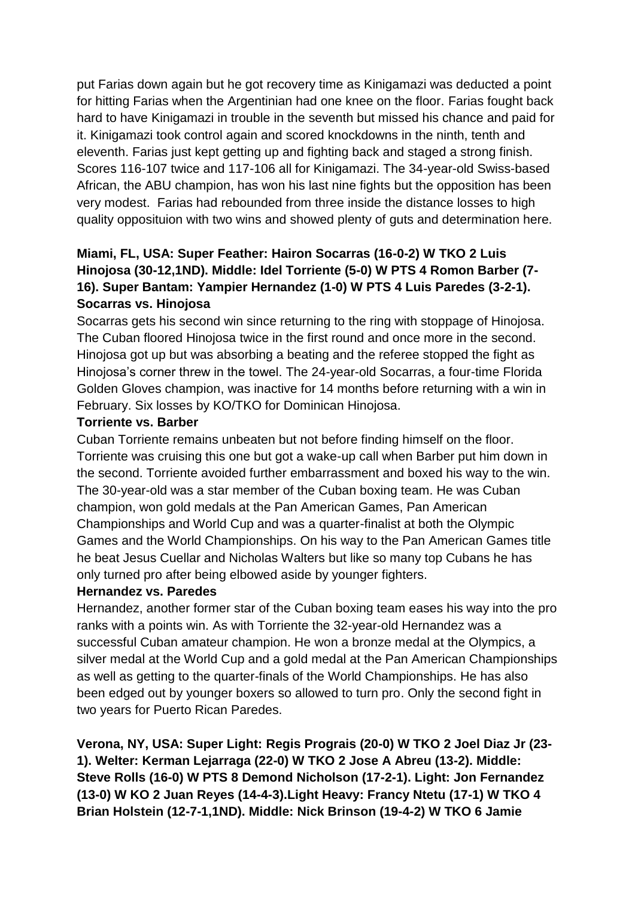put Farias down again but he got recovery time as Kinigamazi was deducted a point for hitting Farias when the Argentinian had one knee on the floor. Farias fought back hard to have Kinigamazi in trouble in the seventh but missed his chance and paid for it. Kinigamazi took control again and scored knockdowns in the ninth, tenth and eleventh. Farias just kept getting up and fighting back and staged a strong finish. Scores 116-107 twice and 117-106 all for Kinigamazi. The 34-year-old Swiss-based African, the ABU champion, has won his last nine fights but the opposition has been very modest. Farias had rebounded from three inside the distance losses to high quality oppposituion with two wins and showed plenty of guts and determination here.

**Miami, FL, USA: Super Feather: Hairon Socarras (16-0-2) W TKO 2 Luis Hinojosa (30-12,1ND). Middle: Idel Torriente (5-0) W PTS 4 Romon Barber (7-16). Super Bantam: Yampier Hernandez (1-0) W PTS 4 Luis Paredes (3-2-1).**

**Socarras vs. Hinojosa**

Socarras gets his second win since returning to the ring with stoppage of Hinojosa. The Cuban floored Hinojosa twice in the first round and once more in the second. Hinojosa got up but was absorbing a beating and the referee stopped the fight as Hinojosa's corner threw in the towel. The 24-year-old Socarras, a four-time Florida Golden Gloves champion, was inactive for 14 months before returning with a win in February. Six losses by KO/TKO for Dominican Hinojosa.

**Torriente vs. Barber**

Cuban Torriente remains unbeaten but not before finding himself on the floor. Torriente was cruising this one but got a wake-up call when Barber put him down in the second. Torriente avoided further embarrassment and boxed his way to the win. The 30-year-old was a star member of the Cuban boxing team. He was Cuban champion, won gold medals at the Pan American Games, Pan American Championships and World Cup and was a quarter-finalist at both the Olympic Games and the World Championships. On his way to the Pan American Games title he beat Jesus Cuellar and Nicholas Walters but like so many top Cubans he has only turned pro after being elbowed aside by younger fighters.

**Hernandez vs. Paredes**

Hernandez, another former star of the Cuban boxing team eases his way into the pro ranks with a points win. As with Torriente the 32-year-old Hernandez was a successful Cuban amateur champion. He won a bronze medal at the Olympics, a silver medal at the World Cup and a gold medal at the Pan American Championships as well as getting to the quarter-finals of the World Championships. He has also been edged out by younger boxers so allowed to turn pro. Only the second fight in two years for Puerto Rican Paredes.

**Verona, NY, USA: Super Light: Regis Prograis (20-0) W TKO 2 Joel Diaz Jr (23-1). Welter: Kerman Lejarraga (22-0) W TKO 2 Jose A Abreu (13-2). Middle: Steve Rolls (16-0) W PTS 8 Demond Nicholson (17-2-1). Light: Jon Fernandez (13-0) W KO 2 Juan Reyes (14-4-3).Light Heavy: Francy Ntetu (17-1) W TKO 4 Brian Holstein (12-7-1,1ND). Middle: Nick Brinson (19-4-2) W TKO 6 Jamie**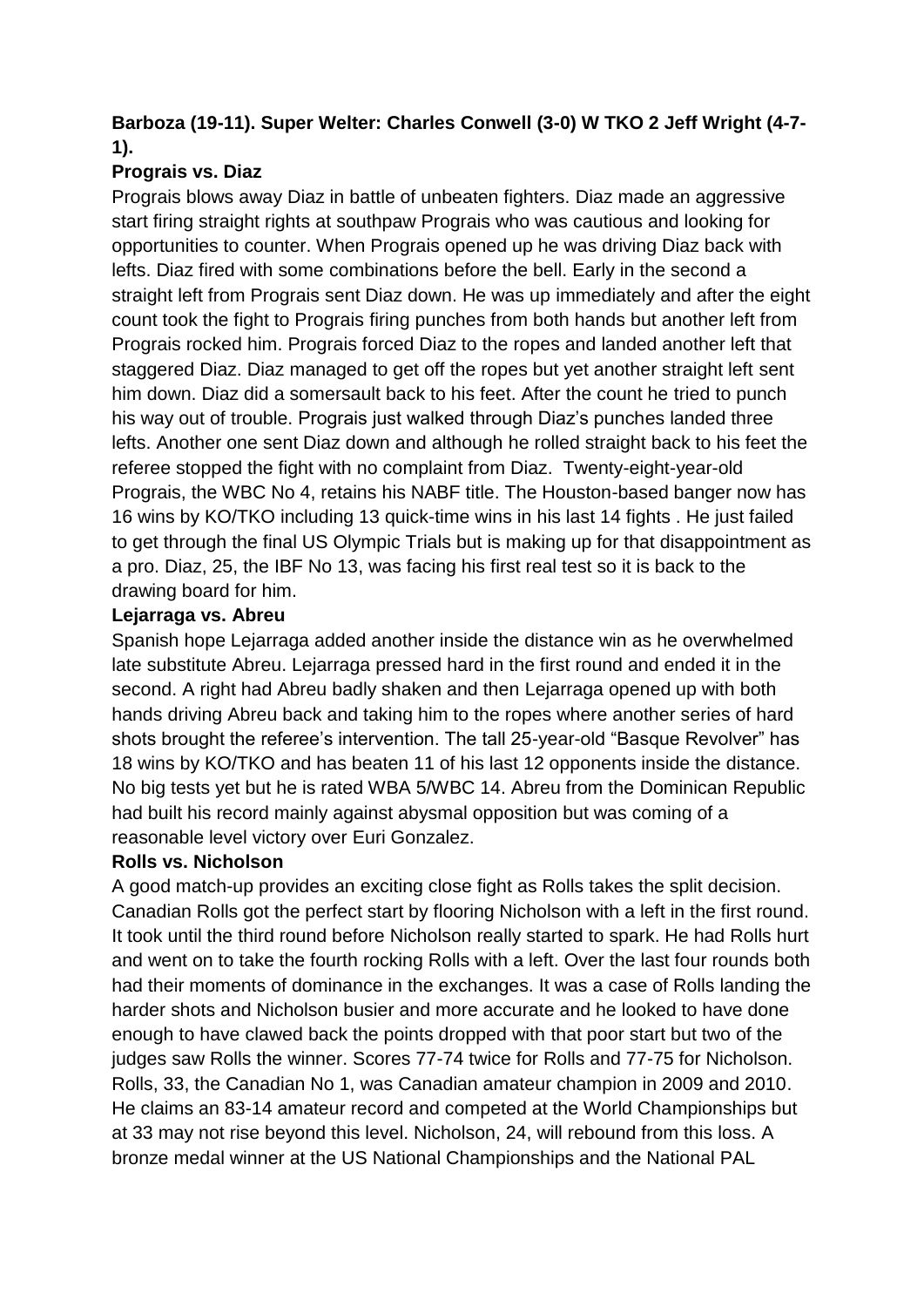**Barboza (19-11). Super Welter: Charles Conwell (3-0) W TKO 2 Jeff Wright (4-7-1).**

**Prograis vs. Diaz**

Prograis blows away Diaz in battle of unbeaten fighters. Diaz made an aggressive start firing straight rights at southpaw Prograis who was cautious and looking for opportunities to counter. When Prograis opened up he was driving Diaz back with lefts. Diaz fired with some combinations before the bell. Early in the second a straight left from Prograis sent Diaz down. He was up immediately and after the eight count took the fight to Prograis firing punches from both hands but another left from Prograis rocked him. Prograis forced Diaz to the ropes and landed another left that staggered Diaz. Diaz managed to get off the ropes but yet another straight left sent him down. Diaz did a somersault back to his feet. After the count he tried to punch his way out of trouble. Prograis just walked through Diaz's punches landed three lefts. Another one sent Diaz down and although he rolled straight back to his feet the referee stopped the fight with no complaint from Diaz. Twenty-eight-year-old Prograis, the WBC No 4, retains his NABF title. The Houston-based banger now has 16 wins by KO/TKO including 13 quick-time wins in his last 14 fights . He just failed to get through the final US Olympic Trials but is making up for that disappointment as a pro. Diaz, 25, the IBF No 13, was facing his first real test so it is back to the drawing board for him.

**Lejarraga vs. Abreu**

Spanish hope Lejarraga added another inside the distance win as he overwhelmed late substitute Abreu. Lejarraga pressed hard in the first round and ended it in the second. A right had Abreu badly shaken and then Lejarraga opened up with both hands driving Abreu back and taking him to the ropes where another series of hard shots brought the referee's intervention. The tall 25-year-old "Basque Revolver" has 18 wins by KO/TKO and has beaten 11 of his last 12 opponents inside the distance. No big tests yet but he is rated WBA 5/WBC 14. Abreu from the Dominican Republic had built his record mainly against abysmal opposition but was coming of a reasonable level victory over Euri Gonzalez.

**Rolls vs. Nicholson**

A good match-up provides an exciting close fight as Rolls takes the split decision. Canadian Rolls got the perfect start by flooring Nicholson with a left in the first round. It took until the third round before Nicholson really started to spark. He had Rolls hurt and went on to take the fourth rocking Rolls with a left. Over the last four rounds both had their moments of dominance in the exchanges. It was a case of Rolls landing the harder shots and Nicholson busier and more accurate and he looked to have done enough to have clawed back the points dropped with that poor start but two of the judges saw Rolls the winner. Scores 77-74 twice for Rolls and 77-75 for Nicholson. Rolls, 33, the Canadian No 1, was Canadian amateur champion in 2009 and 2010. He claims an 83-14 amateur record and competed at the World Championships but at 33 may not rise beyond this level. Nicholson, 24, will rebound from this loss. A bronze medal winner at the US National Championships and the National PAL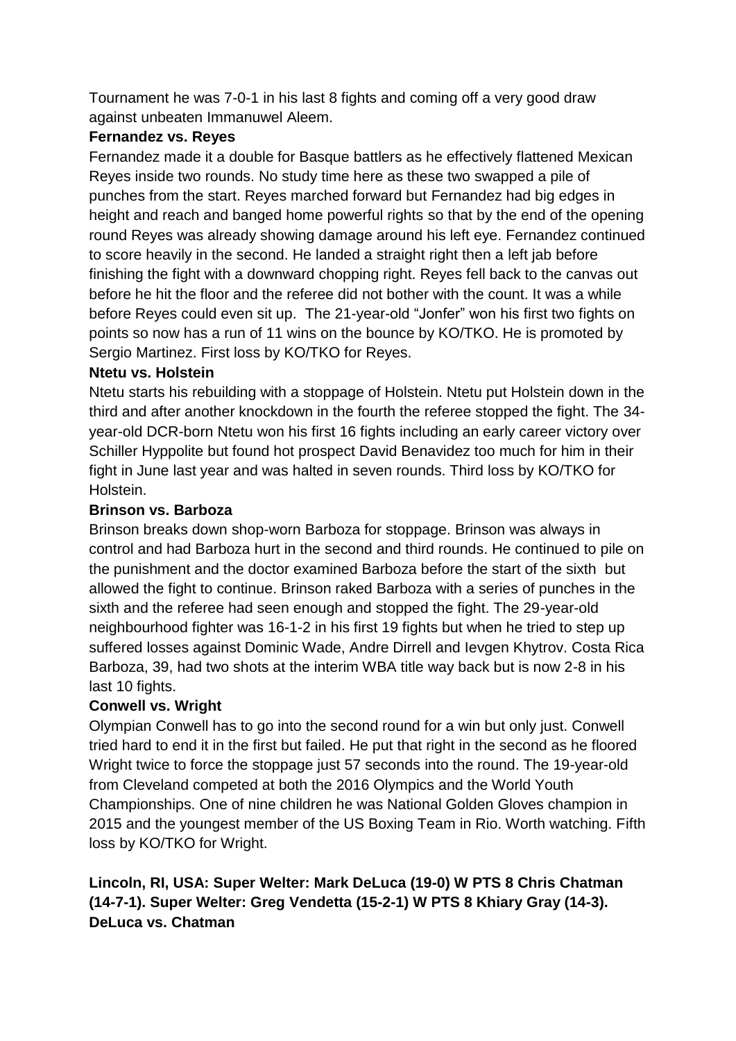Tournament he was 7-0-1 in his last 8 fights and coming off a very good draw against unbeaten Immanuwel Aleem.

**Fernandez vs. Reyes**

Fernandez made it a double for Basque battlers as he effectively flattened Mexican Reyes inside two rounds. No study time here as these two swapped a pile of punches from the start. Reyes marched forward but Fernandez had big edges in height and reach and banged home powerful rights so that by the end of the opening round Reyes was already showing damage around his left eye. Fernandez continued to score heavily in the second. He landed a straight right then a left jab before finishing the fight with a downward chopping right. Reyes fell back to the canvas out before he hit the floor and the referee did not bother with the count. It was a while before Reyes could even sit up. The 21-year-old "Jonfer" won his first two fights on points so now has a run of 11 wins on the bounce by KO/TKO. He is promoted by Sergio Martinez. First loss by KO/TKO for Reyes.

**Ntetu vs. Holstein**

Ntetu starts his rebuilding with a stoppage of Holstein. Ntetu put Holstein down in the third and after another knockdown in the fourth the referee stopped the fight. The 34-year-old DCR-born Ntetu won his first 16 fights including an early career victory over Schiller Hyppolite but found hot prospect David Benavidez too much for him in their fight in June last year and was halted in seven rounds. Third loss by KO/TKO for Holstein.

**Brinson vs. Barboza**

Brinson breaks down shop-worn Barboza for stoppage. Brinson was always in control and had Barboza hurt in the second and third rounds. He continued to pile on the punishment and the doctor examined Barboza before the start of the sixth but allowed the fight to continue. Brinson raked Barboza with a series of punches in the sixth and the referee had seen enough and stopped the fight. The 29-year-old neighbourhood fighter was 16-1-2 in his first 19 fights but when he tried to step up suffered losses against Dominic Wade, Andre Dirrell and Ievgen Khytrov. Costa Rica Barboza, 39, had two shots at the interim WBA title way back but is now 2-8 in his last 10 fights.

**Conwell vs. Wright**

Olympian Conwell has to go into the second round for a win but only just. Conwell tried hard to end it in the first but failed. He put that right in the second as he floored Wright twice to force the stoppage just 57 seconds into the round. The 19-year-old from Cleveland competed at both the 2016 Olympics and the World Youth Championships. One of nine children he was National Golden Gloves champion in 2015 and the youngest member of the US Boxing Team in Rio. Worth watching. Fifth loss by KO/TKO for Wright.

**Lincoln, RI, USA: Super Welter: Mark DeLuca (19-0) W PTS 8 Chris Chatman (14-7-1). Super Welter: Greg Vendetta (15-2-1) W PTS 8 Khiary Gray (14-3).**

**DeLuca vs. Chatman**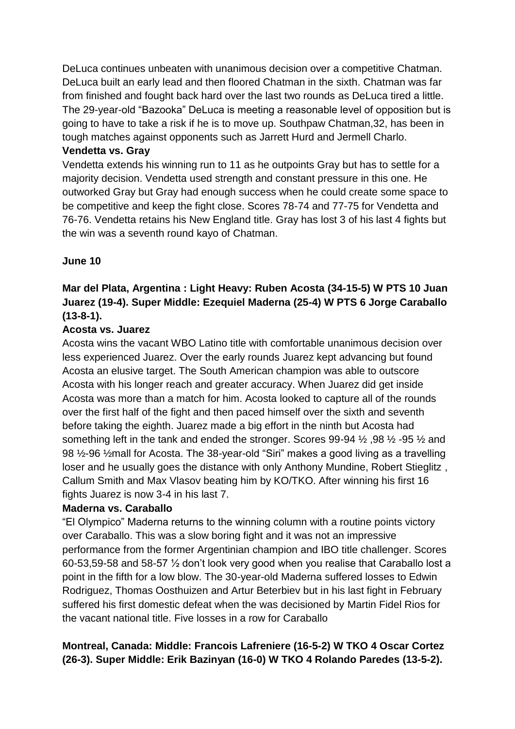DeLuca continues unbeaten with unanimous decision over a competitive Chatman. DeLuca built an early lead and then floored Chatman in the sixth. Chatman was far from finished and fought back hard over the last two rounds as DeLuca tired a little. The 29-year-old "Bazooka" DeLuca is meeting a reasonable level of opposition but is going to have to take a risk if he is to move up. Southpaw Chatman,32, has been in tough matches against opponents such as Jarrett Hurd and Jermell Charlo.

**Vendetta vs. Gray**

Vendetta extends his winning run to 11 as he outpoints Gray but has to settle for a majority decision. Vendetta used strength and constant pressure in this one. He outworked Gray but Gray had enough success when he could create some space to be competitive and keep the fight close. Scores 78-74 and 77-75 for Vendetta and 76-76. Vendetta retains his New England title. Gray has lost 3 of his last 4 fights but the win was a seventh round kayo of Chatman.

**June 10**

**Mar del Plata, Argentina : Light Heavy: Ruben Acosta (34-15-5) W PTS 10 Juan Juarez (19-4). Super Middle: Ezequiel Maderna (25-4) W PTS 6 Jorge Caraballo (13-8-1).**

**Acosta vs. Juarez**

Acosta wins the vacant WBO Latino title with comfortable unanimous decision over less experienced Juarez. Over the early rounds Juarez kept advancing but found Acosta an elusive target. The South American champion was able to outscore Acosta with his longer reach and greater accuracy. When Juarez did get inside Acosta was more than a match for him. Acosta looked to capture all of the rounds over the first half of the fight and then paced himself over the sixth and seventh before taking the eighth. Juarez made a big effort in the ninth but Acosta had something left in the tank and ended the stronger. Scores 99-94 ½ ,98 ½ -95 ½ and 98 ½-96 ½mall for Acosta. The 38-year-old "Siri" makes a good living as a travelling loser and he usually goes the distance with only Anthony Mundine, Robert Stieglitz , Callum Smith and Max Vlasov beating him by KO/TKO. After winning his first 16 fights Juarez is now 3-4 in his last 7.

**Maderna vs. Caraballo**

"El Olympico" Maderna returns to the winning column with a routine points victory over Caraballo. This was a slow boring fight and it was not an impressive performance from the former Argentinian champion and IBO title challenger. Scores 60-53,59-58 and 58-57 ½ don't look very good when you realise that Caraballo lost a point in the fifth for a low blow. The 30-year-old Maderna suffered losses to Edwin Rodriguez, Thomas Oosthuizen and Artur Beterbiev but in his last fight in February suffered his first domestic defeat when the was decisioned by Martin Fidel Rios for the vacant national title. Five losses in a row for Caraballo

**Montreal, Canada: Middle: Francois Lafreniere (16-5-2) W TKO 4 Oscar Cortez (26-3). Super Middle: Erik Bazinyan (16-0) W TKO 4 Rolando Paredes (13-5-2).**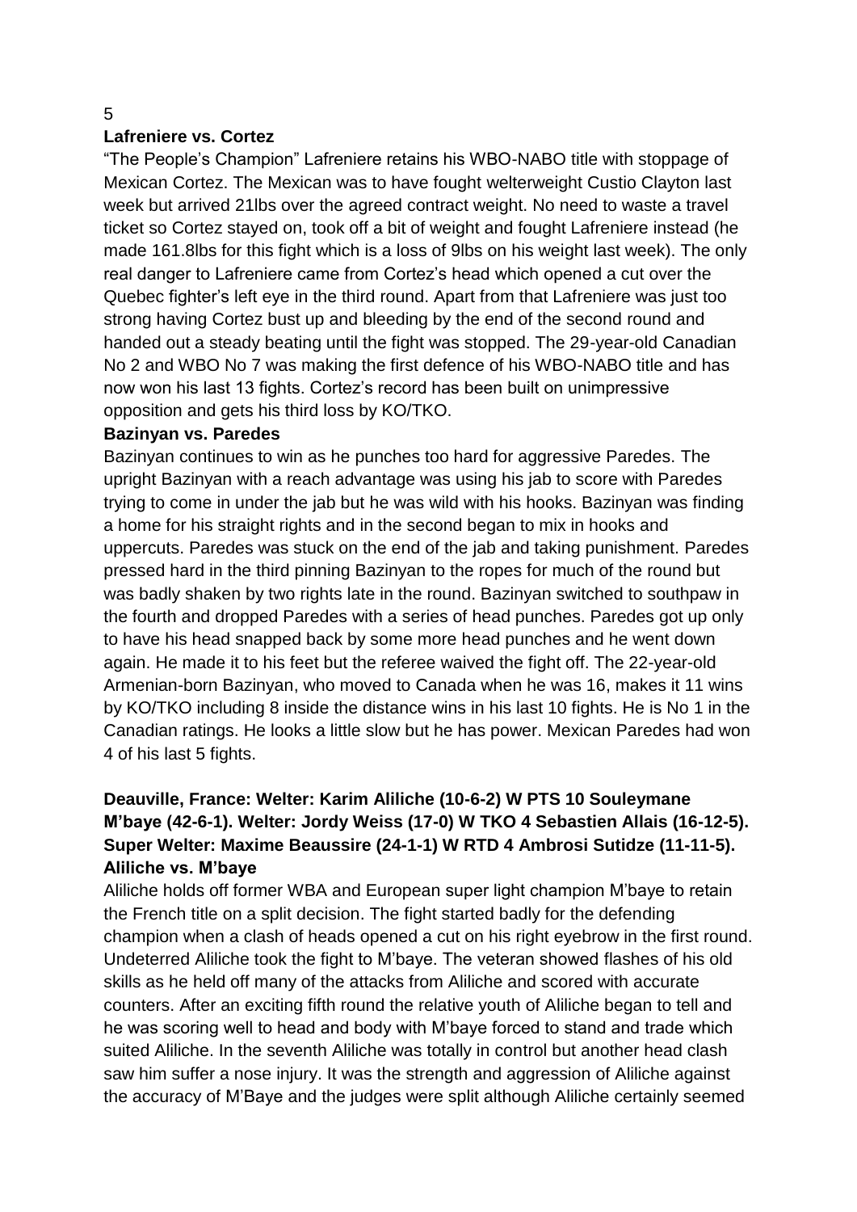**Lafreniere vs. Cortez**

"The People's Champion" Lafreniere retains his WBO-NABO title with stoppage of Mexican Cortez. The Mexican was to have fought welterweight Custio Clayton last week but arrived 21lbs over the agreed contract weight. No need to waste a travel ticket so Cortez stayed on, took off a bit of weight and fought Lafreniere instead (he made 161.8lbs for this fight which is a loss of 9lbs on his weight last week). The only real danger to Lafreniere came from Cortez's head which opened a cut over the Quebec fighter's left eye in the third round. Apart from that Lafreniere was just too strong having Cortez bust up and bleeding by the end of the second round and handed out a steady beating until the fight was stopped. The 29-year-old Canadian No 2 and WBO No 7 was making the first defence of his WBO-NABO title and has now won his last 13 fights. Cortez's record has been built on unimpressive opposition and gets his third loss by KO/TKO.

**Bazinyan vs. Paredes**

Bazinyan continues to win as he punches too hard for aggressive Paredes. The upright Bazinyan with a reach advantage was using his jab to score with Paredes trying to come in under the jab but he was wild with his hooks. Bazinyan was finding a home for his straight rights and in the second began to mix in hooks and uppercuts. Paredes was stuck on the end of the jab and taking punishment. Paredes pressed hard in the third pinning Bazinyan to the ropes for much of the round but was badly shaken by two rights late in the round. Bazinyan switched to southpaw in the fourth and dropped Paredes with a series of head punches. Paredes got up only to have his head snapped back by some more head punches and he went down again. He made it to his feet but the referee waived the fight off. The 22-year-old Armenian-born Bazinyan, who moved to Canada when he was 16, makes it 11 wins by KO/TKO including 8 inside the distance wins in his last 10 fights. He is No 1 in the Canadian ratings. He looks a little slow but he has power. Mexican Paredes had won 4 of his last 5 fights.

**Deauville, France: Welter: Karim Aliliche (10-6-2) W PTS 10 Souleymane M'baye (42-6-1). Welter: Jordy Weiss (17-0) W TKO 4 Sebastien Allais (16-12-5). Super Welter: Maxime Beaussire (24-1-1) W RTD 4 Ambrosi Sutidze (11-11-5).**

**Aliliche vs. M'baye**

Aliliche holds off former WBA and European super light champion M'baye to retain the French title on a split decision. The fight started badly for the defending champion when a clash of heads opened a cut on his right eyebrow in the first round. Undeterred Aliliche took the fight to M'baye. The veteran showed flashes of his old skills as he held off many of the attacks from Aliliche and scored with accurate counters. After an exciting fifth round the relative youth of Aliliche began to tell and he was scoring well to head and body with M'baye forced to stand and trade which suited Aliliche. In the seventh Aliliche was totally in control but another head clash saw him suffer a nose injury. It was the strength and aggression of Aliliche against the accuracy of M'Baye and the judges were split although Aliliche certainly seemed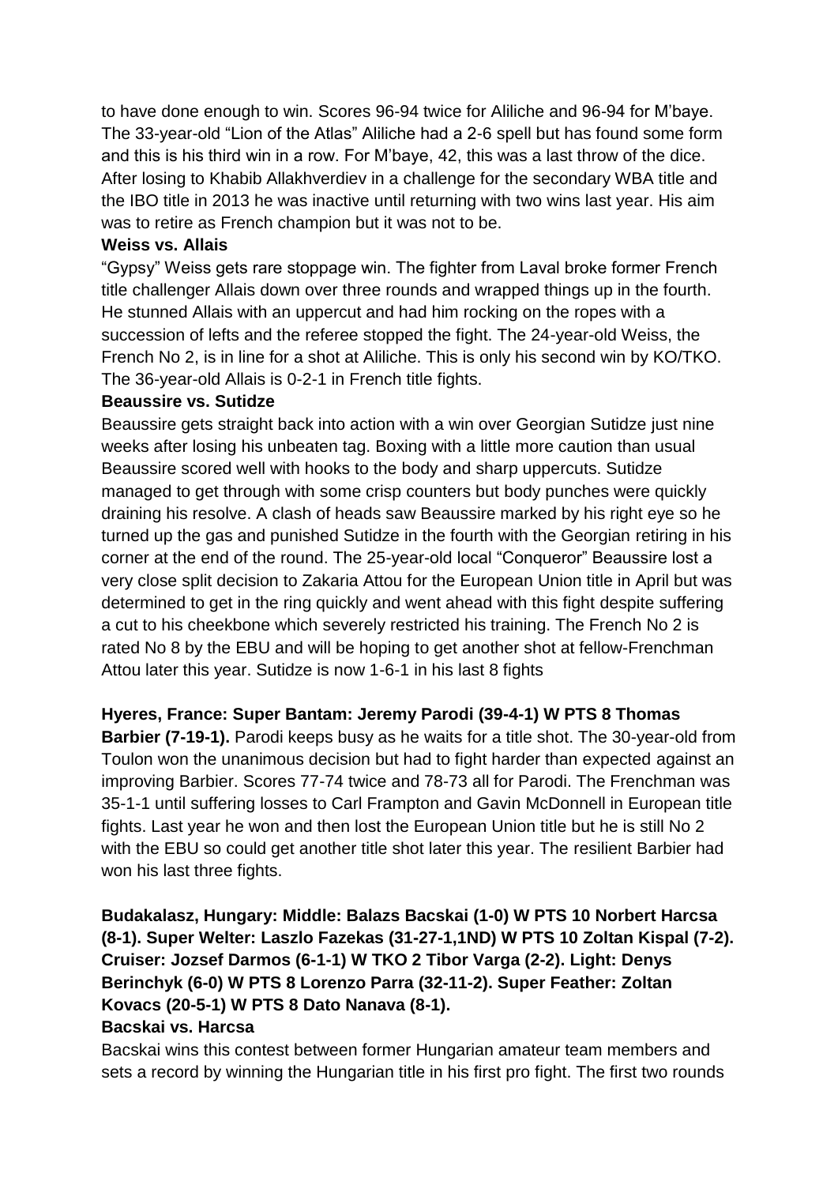to have done enough to win. Scores 96-94 twice for Aliliche and 96-94 for M'baye. The 33-year-old "Lion of the Atlas" Aliliche had a 2-6 spell but has found some form and this is his third win in a row. For M'baye, 42, this was a last throw of the dice. After losing to Khabib Allakhverdiev in a challenge for the secondary WBA title and the IBO title in 2013 he was inactive until returning with two wins last year. His aim was to retire as French champion but it was not to be.

**Weiss vs. Allais**

"Gypsy" Weiss gets rare stoppage win. The fighter from Laval broke former French title challenger Allais down over three rounds and wrapped things up in the fourth. He stunned Allais with an uppercut and had him rocking on the ropes with a succession of lefts and the referee stopped the fight. The 24-year-old Weiss, the French No 2, is in line for a shot at Aliliche. This is only his second win by KO/TKO. The 36-year-old Allais is 0-2-1 in French title fights.

**Beaussire vs. Sutidze**

Beaussire gets straight back into action with a win over Georgian Sutidze just nine weeks after losing his unbeaten tag. Boxing with a little more caution than usual Beaussire scored well with hooks to the body and sharp uppercuts. Sutidze managed to get through with some crisp counters but body punches were quickly draining his resolve. A clash of heads saw Beaussire marked by his right eye so he turned up the gas and punished Sutidze in the fourth with the Georgian retiring in his corner at the end of the round. The 25-year-old local "Conqueror" Beaussire lost a very close split decision to Zakaria Attou for the European Union title in April but was determined to get in the ring quickly and went ahead with this fight despite suffering a cut to his cheekbone which severely restricted his training. The French No 2 is rated No 8 by the EBU and will be hoping to get another shot at fellow-Frenchman Attou later this year. Sutidze is now 1-6-1 in his last 8 fights

**Hyeres, France: Super Bantam: Jeremy Parodi (39-4-1) W PTS 8 Thomas Barbier (7-19-1).** Parodi keeps busy as he waits for a title shot. The 30-year-old from Toulon won the unanimous decision but had to fight harder than expected against an improving Barbier. Scores 77-74 twice and 78-73 all for Parodi. The Frenchman was 35-1-1 until suffering losses to Carl Frampton and Gavin McDonnell in European title fights. Last year he won and then lost the European Union title but he is still No 2 with the EBU so could get another title shot later this year. The resilient Barbier had won his last three fights.

**Budakalasz, Hungary: Middle: Balazs Bacskai (1-0) W PTS 10 Norbert Harcsa (8-1). Super Welter: Laszlo Fazekas (31-27-1,1ND) W PTS 10 Zoltan Kispal (7-2). Cruiser: Jozsef Darmos (6-1-1) W TKO 2 Tibor Varga (2-2). Light: Denys Berinchyk (6-0) W PTS 8 Lorenzo Parra (32-11-2). Super Feather: Zoltan Kovacs (20-5-1) W PTS 8 Dato Nanava (8-1).**

**Bacskai vs. Harcsa**

Bacskai wins this contest between former Hungarian amateur team members and sets a record by winning the Hungarian title in his first pro fight. The first two rounds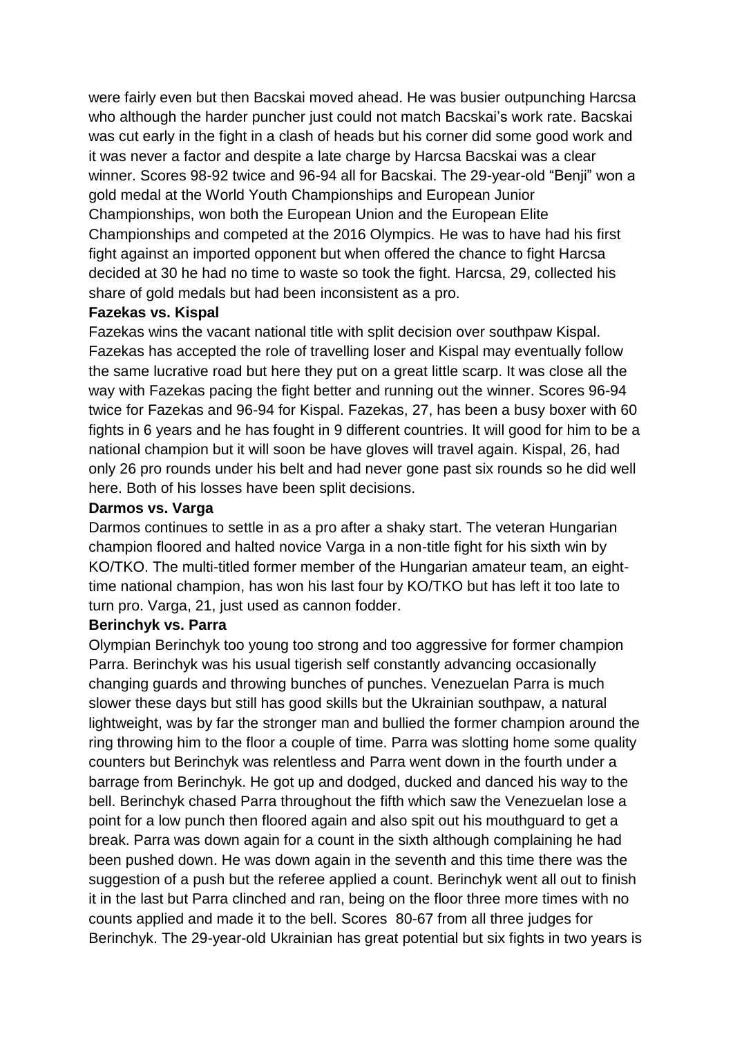were fairly even but then Bacskai moved ahead. He was busier outpunching Harcsa who although the harder puncher just could not match Bacskai's work rate. Bacskai was cut early in the fight in a clash of heads but his corner did some good work and it was never a factor and despite a late charge by Harcsa Bacskai was a clear winner. Scores 98-92 twice and 96-94 all for Bacskai. The 29-year-old "Benji" won a gold medal at the World Youth Championships and European Junior Championships, won both the European Union and the European Elite Championships and competed at the 2016 Olympics. He was to have had his first fight against an imported opponent but when offered the chance to fight Harcsa decided at 30 he had no time to waste so took the fight. Harcsa, 29, collected his share of gold medals but had been inconsistent as a pro.

**Fazekas vs. Kispal**

Fazekas wins the vacant national title with split decision over southpaw Kispal. Fazekas has accepted the role of travelling loser and Kispal may eventually follow the same lucrative road but here they put on a great little scarp. It was close all the way with Fazekas pacing the fight better and running out the winner. Scores 96-94 twice for Fazekas and 96-94 for Kispal. Fazekas, 27, has been a busy boxer with 60 fights in 6 years and he has fought in 9 different countries. It will good for him to be a national champion but it will soon be have gloves will travel again. Kispal, 26, had only 26 pro rounds under his belt and had never gone past six rounds so he did well here. Both of his losses have been split decisions.

**Darmos vs. Varga**

Darmos continues to settle in as a pro after a shaky start. The veteran Hungarian champion floored and halted novice Varga in a non-title fight for his sixth win by KO/TKO. The multi-titled former member of the Hungarian amateur team, an eight-time national champion, has won his last four by KO/TKO but has left it too late to turn pro. Varga, 21, just used as cannon fodder.

**Berinchyk vs. Parra**

Olympian Berinchyk too young too strong and too aggressive for former champion Parra. Berinchyk was his usual tigerish self constantly advancing occasionally changing guards and throwing bunches of punches. Venezuelan Parra is much slower these days but still has good skills but the Ukrainian southpaw, a natural lightweight, was by far the stronger man and bullied the former champion around the ring throwing him to the floor a couple of time. Parra was slotting home some quality counters but Berinchyk was relentless and Parra went down in the fourth under a barrage from Berinchyk. He got up and dodged, ducked and danced his way to the bell. Berinchyk chased Parra throughout the fifth which saw the Venezuelan lose a point for a low punch then floored again and also spit out his mouthguard to get a break. Parra was down again for a count in the sixth although complaining he had been pushed down. He was down again in the seventh and this time there was the suggestion of a push but the referee applied a count. Berinchyk went all out to finish it in the last but Parra clinched and ran, being on the floor three more times with no counts applied and made it to the bell. Scores 80-67 from all three judges for Berinchyk. The 29-year-old Ukrainian has great potential but six fights in two years is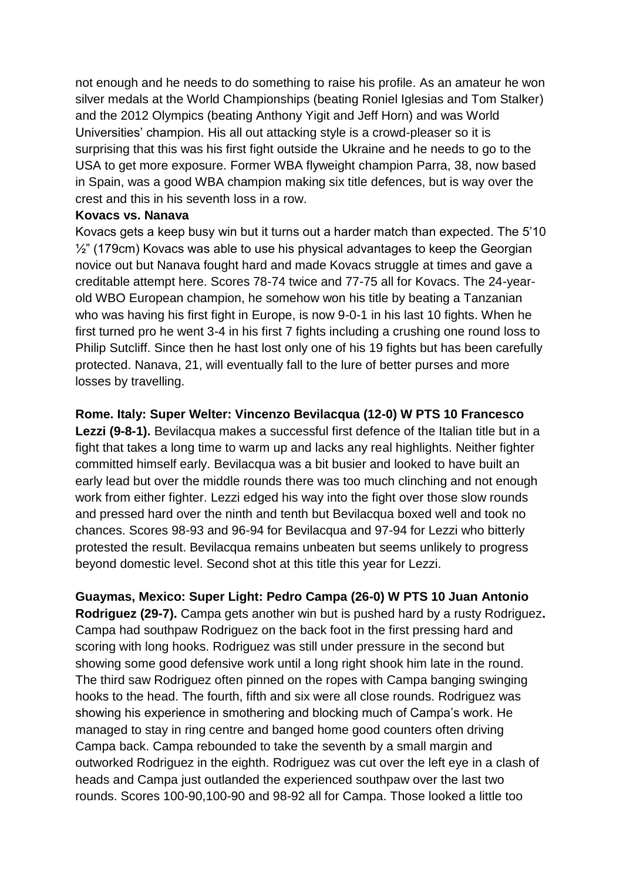not enough and he needs to do something to raise his profile. As an amateur he won silver medals at the World Championships (beating Roniel Iglesias and Tom Stalker) and the 2012 Olympics (beating Anthony Yigit and Jeff Horn) and was World Universities' champion. His all out attacking style is a crowd-pleaser so it is surprising that this was his first fight outside the Ukraine and he needs to go to the USA to get more exposure. Former WBA flyweight champion Parra, 38, now based in Spain, was a good WBA champion making six title defences, but is way over the crest and this in his seventh loss in a row.

**Kovacs vs. Nanava**

Kovacs gets a keep busy win but it turns out a harder match than expected. The 5'10 ½" (179cm) Kovacs was able to use his physical advantages to keep the Georgian novice out but Nanava fought hard and made Kovacs struggle at times and gave a creditable attempt here. Scores 78-74 twice and 77-75 all for Kovacs. The 24-year-old WBO European champion, he somehow won his title by beating a Tanzanian who was having his first fight in Europe, is now 9-0-1 in his last 10 fights. When he first turned pro he went 3-4 in his first 7 fights including a crushing one round loss to Philip Sutcliff. Since then he hast lost only one of his 19 fights but has been carefully protected. Nanava, 21, will eventually fall to the lure of better purses and more losses by travelling.

**Rome. Italy: Super Welter: Vincenzo Bevilacqua (12-0) W PTS 10 Francesco Lezzi (9-8-1).** Bevilacqua makes a successful first defence of the Italian title but in a fight that takes a long time to warm up and lacks any real highlights. Neither fighter committed himself early. Bevilacqua was a bit busier and looked to have built an early lead but over the middle rounds there was too much clinching and not enough work from either fighter. Lezzi edged his way into the fight over those slow rounds and pressed hard over the ninth and tenth but Bevilacqua boxed well and took no chances. Scores 98-93 and 96-94 for Bevilacqua and 97-94 for Lezzi who bitterly protested the result. Bevilacqua remains unbeaten but seems unlikely to progress beyond domestic level. Second shot at this title this year for Lezzi.

**Guaymas, Mexico: Super Light: Pedro Campa (26-0) W PTS 10 Juan Antonio Rodriguez (29-7).** Campa gets another win but is pushed hard by a rusty Rodriguez**.** Campa had southpaw Rodriguez on the back foot in the first pressing hard and scoring with long hooks. Rodriguez was still under pressure in the second but showing some good defensive work until a long right shook him late in the round. The third saw Rodriguez often pinned on the ropes with Campa banging swinging hooks to the head. The fourth, fifth and six were all close rounds. Rodriguez was showing his experience in smothering and blocking much of Campa's work. He managed to stay in ring centre and banged home good counters often driving Campa back. Campa rebounded to take the seventh by a small margin and outworked Rodriguez in the eighth. Rodriguez was cut over the left eye in a clash of heads and Campa just outlanded the experienced southpaw over the last two rounds. Scores 100-90,100-90 and 98-92 all for Campa. Those looked a little too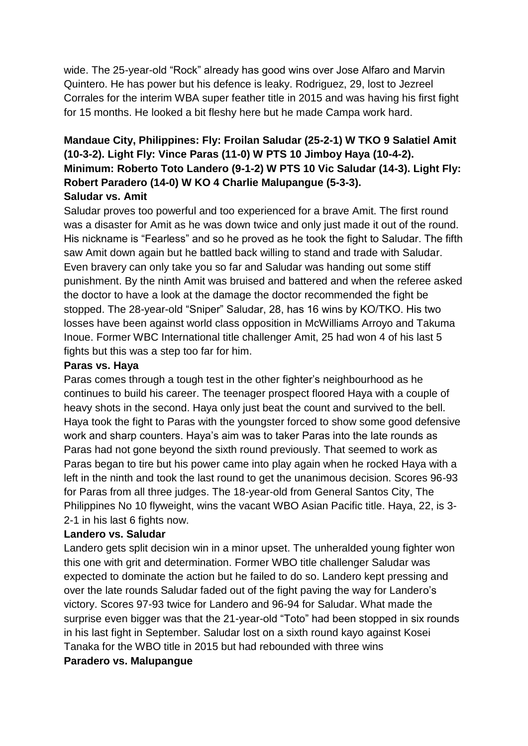wide. The 25-year-old "Rock" already has good wins over Jose Alfaro and Marvin Quintero. He has power but his defence is leaky. Rodriguez, 29, lost to Jezreel Corrales for the interim WBA super feather title in 2015 and was having his first fight for 15 months. He looked a bit fleshy here but he made Campa work hard.

**Mandaue City, Philippines: Fly: Froilan Saludar (25-2-1) W TKO 9 Salatiel Amit (10-3-2). Light Fly: Vince Paras (11-0) W PTS 10 Jimboy Haya (10-4-2). Minimum: Roberto Toto Landero (9-1-2) W PTS 10 Vic Saludar (14-3). Light Fly: Robert Paradero (14-0) W KO 4 Charlie Malupangue (5-3-3).**

**Saludar vs. Amit**

Saludar proves too powerful and too experienced for a brave Amit. The first round was a disaster for Amit as he was down twice and only just made it out of the round. His nickname is "Fearless" and so he proved as he took the fight to Saludar. The fifth saw Amit down again but he battled back willing to stand and trade with Saludar. Even bravery can only take you so far and Saludar was handing out some stiff punishment. By the ninth Amit was bruised and battered and when the referee asked the doctor to have a look at the damage the doctor recommended the fight be stopped. The 28-year-old "Sniper" Saludar, 28, has 16 wins by KO/TKO. His two losses have been against world class opposition in McWilliams Arroyo and Takuma Inoue. Former WBC International title challenger Amit, 25 had won 4 of his last 5 fights but this was a step too far for him.

**Paras vs. Haya**

Paras comes through a tough test in the other fighter's neighbourhood as he continues to build his career. The teenager prospect floored Haya with a couple of heavy shots in the second. Haya only just beat the count and survived to the bell. Haya took the fight to Paras with the youngster forced to show some good defensive work and sharp counters. Haya's aim was to taker Paras into the late rounds as Paras had not gone beyond the sixth round previously. That seemed to work as Paras began to tire but his power came into play again when he rocked Haya with a left in the ninth and took the last round to get the unanimous decision. Scores 96-93 for Paras from all three judges. The 18-year-old from General Santos City, The Philippines No 10 flyweight, wins the vacant WBO Asian Pacific title. Haya, 22, is 3-2-1 in his last 6 fights now.

**Landero vs. Saludar**

Landero gets split decision win in a minor upset. The unheralded young fighter won this one with grit and determination. Former WBO title challenger Saludar was expected to dominate the action but he failed to do so. Landero kept pressing and over the late rounds Saludar faded out of the fight paving the way for Landero's victory. Scores 97-93 twice for Landero and 96-94 for Saludar. What made the surprise even bigger was that the 21-year-old "Toto" had been stopped in six rounds in his last fight in September. Saludar lost on a sixth round kayo against Kosei Tanaka for the WBO title in 2015 but had rebounded with three wins

**Paradero vs. Malupangue**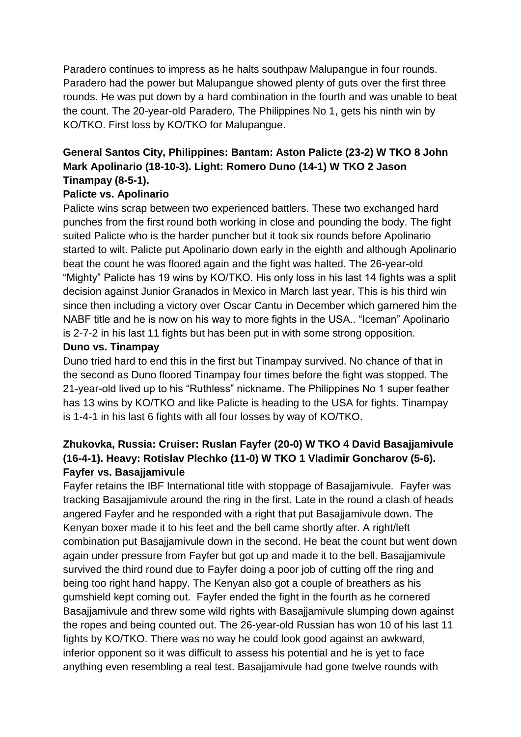Paradero continues to impress as he halts southpaw Malupangue in four rounds. Paradero had the power but Malupangue showed plenty of guts over the first three rounds. He was put down by a hard combination in the fourth and was unable to beat the count. The 20-year-old Paradero, The Philippines No 1, gets his ninth win by KO/TKO. First loss by KO/TKO for Malupangue.

**General Santos City, Philippines: Bantam: Aston Palicte (23-2) W TKO 8 John Mark Apolinario (18-10-3). Light: Romero Duno (14-1) W TKO 2 Jason Tinampay (8-5-1).**

**Palicte vs. Apolinario**

Palicte wins scrap between two experienced battlers. These two exchanged hard punches from the first round both working in close and pounding the body. The fight suited Palicte who is the harder puncher but it took six rounds before Apolinario started to wilt. Palicte put Apolinario down early in the eighth and although Apolinario beat the count he was floored again and the fight was halted. The 26-year-old "Mighty" Palicte has 19 wins by KO/TKO. His only loss in his last 14 fights was a split decision against Junior Granados in Mexico in March last year. This is his third win since then including a victory over Oscar Cantu in December which garnered him the NABF title and he is now on his way to more fights in the USA.. "Iceman" Apolinario is 2-7-2 in his last 11 fights but has been put in with some strong opposition.

**Duno vs. Tinampay**

Duno tried hard to end this in the first but Tinampay survived. No chance of that in the second as Duno floored Tinampay four times before the fight was stopped. The 21-year-old lived up to his "Ruthless" nickname. The Philippines No 1 super feather has 13 wins by KO/TKO and like Palicte is heading to the USA for fights. Tinampay is 1-4-1 in his last 6 fights with all four losses by way of KO/TKO.

**Zhukovka, Russia: Cruiser: Ruslan Fayfer (20-0) W TKO 4 David Basajjamivule (16-4-1). Heavy: Rotislav Plechko (11-0) W TKO 1 Vladimir Goncharov (5-6).**

**Fayfer vs. Basajjamivule**

Fayfer retains the IBF International title with stoppage of Basajjamivule. Fayfer was tracking Basajjamivule around the ring in the first. Late in the round a clash of heads angered Fayfer and he responded with a right that put Basajjamivule down. The Kenyan boxer made it to his feet and the bell came shortly after. A right/left combination put Basajjamivule down in the second. He beat the count but went down again under pressure from Fayfer but got up and made it to the bell. Basajjamivule survived the third round due to Fayfer doing a poor job of cutting off the ring and being too right hand happy. The Kenyan also got a couple of breathers as his gumshield kept coming out. Fayfer ended the fight in the fourth as he cornered Basajjamivule and threw some wild rights with Basajjamivule slumping down against the ropes and being counted out. The 26-year-old Russian has won 10 of his last 11 fights by KO/TKO. There was no way he could look good against an awkward, inferior opponent so it was difficult to assess his potential and he is yet to face anything even resembling a real test. Basajjamivule had gone twelve rounds with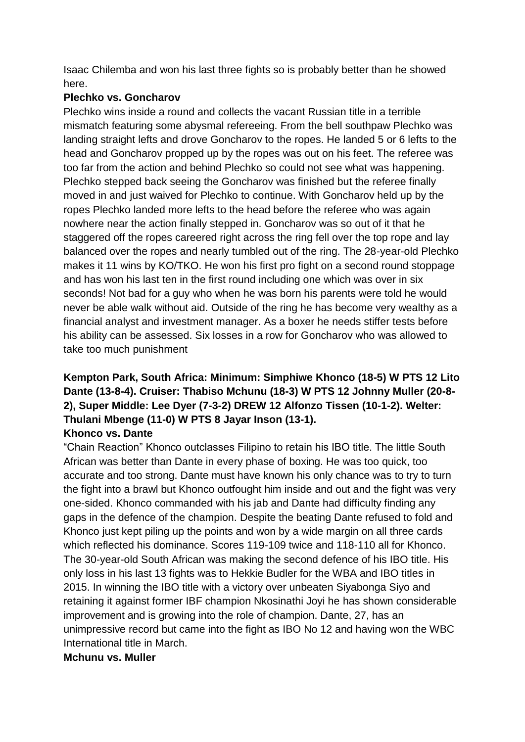Isaac Chilemba and won his last three fights so is probably better than he showed here.

**Plechko vs. Goncharov**

Plechko wins inside a round and collects the vacant Russian title in a terrible mismatch featuring some abysmal refereeing. From the bell southpaw Plechko was landing straight lefts and drove Goncharov to the ropes. He landed 5 or 6 lefts to the head and Goncharov propped up by the ropes was out on his feet. The referee was too far from the action and behind Plechko so could not see what was happening. Plechko stepped back seeing the Goncharov was finished but the referee finally moved in and just waived for Plechko to continue. With Goncharov held up by the ropes Plechko landed more lefts to the head before the referee who was again nowhere near the action finally stepped in. Goncharov was so out of it that he staggered off the ropes careered right across the ring fell over the top rope and lay balanced over the ropes and nearly tumbled out of the ring. The 28-year-old Plechko makes it 11 wins by KO/TKO. He won his first pro fight on a second round stoppage and has won his last ten in the first round including one which was over in six seconds! Not bad for a guy who when he was born his parents were told he would never be able walk without aid. Outside of the ring he has become very wealthy as a financial analyst and investment manager. As a boxer he needs stiffer tests before his ability can be assessed. Six losses in a row for Goncharov who was allowed to take too much punishment

**Kempton Park, South Africa: Minimum: Simphiwe Khonco (18-5) W PTS 12 Lito Dante (13-8-4). Cruiser: Thabiso Mchunu (18-3) W PTS 12 Johnny Muller (20-8-2), Super Middle: Lee Dyer (7-3-2) DREW 12 Alfonzo Tissen (10-1-2). Welter: Thulani Mbenge (11-0) W PTS 8 Jayar Inson (13-1).**

**Khonco vs. Dante**

"Chain Reaction" Khonco outclasses Filipino to retain his IBO title. The little South African was better than Dante in every phase of boxing. He was too quick, too accurate and too strong. Dante must have known his only chance was to try to turn the fight into a brawl but Khonco outfought him inside and out and the fight was very one-sided. Khonco commanded with his jab and Dante had difficulty finding any gaps in the defence of the champion. Despite the beating Dante refused to fold and Khonco just kept piling up the points and won by a wide margin on all three cards which reflected his dominance. Scores 119-109 twice and 118-110 all for Khonco. The 30-year-old South African was making the second defence of his IBO title. His only loss in his last 13 fights was to Hekkie Budler for the WBA and IBO titles in 2015. In winning the IBO title with a victory over unbeaten Siyabonga Siyo and retaining it against former IBF champion Nkosinathi Joyi he has shown considerable improvement and is growing into the role of champion. Dante, 27, has an unimpressive record but came into the fight as IBO No 12 and having won the WBC International title in March.

**Mchunu vs. Muller**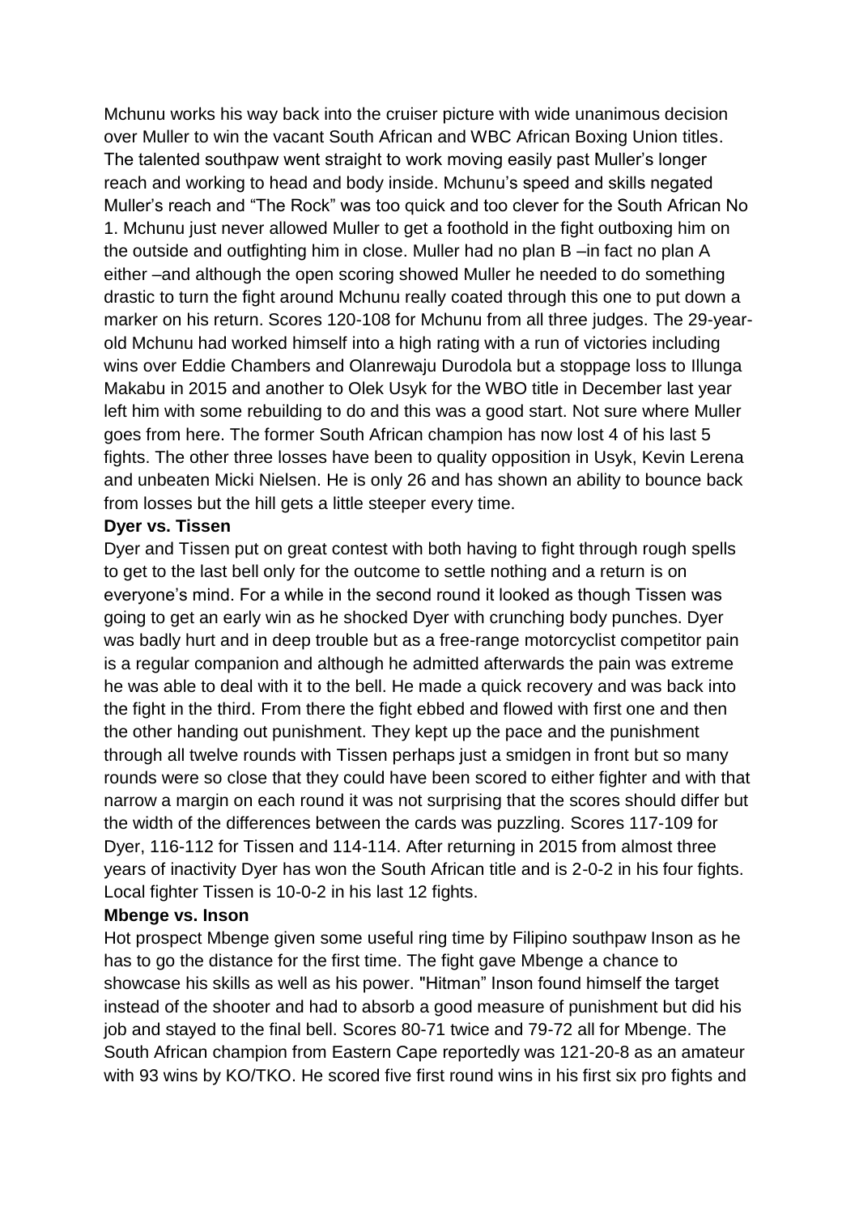Mchunu works his way back into the cruiser picture with wide unanimous decision over Muller to win the vacant South African and WBC African Boxing Union titles. The talented southpaw went straight to work moving easily past Muller's longer reach and working to head and body inside. Mchunu's speed and skills negated Muller's reach and "The Rock" was too quick and too clever for the South African No 1. Mchunu just never allowed Muller to get a foothold in the fight outboxing him on the outside and outfighting him in close. Muller had no plan B –in fact no plan A either –and although the open scoring showed Muller he needed to do something drastic to turn the fight around Mchunu really coated through this one to put down a marker on his return. Scores 120-108 for Mchunu from all three judges. The 29-year-old Mchunu had worked himself into a high rating with a run of victories including wins over Eddie Chambers and Olanrewaju Durodola but a stoppage loss to Illunga Makabu in 2015 and another to Olek Usyk for the WBO title in December last year left him with some rebuilding to do and this was a good start. Not sure where Muller goes from here. The former South African champion has now lost 4 of his last 5 fights. The other three losses have been to quality opposition in Usyk, Kevin Lerena and unbeaten Micki Nielsen. He is only 26 and has shown an ability to bounce back from losses but the hill gets a little steeper every time.

**Dyer vs. Tissen**

Dyer and Tissen put on great contest with both having to fight through rough spells to get to the last bell only for the outcome to settle nothing and a return is on everyone's mind. For a while in the second round it looked as though Tissen was going to get an early win as he shocked Dyer with crunching body punches. Dyer was badly hurt and in deep trouble but as a free-range motorcyclist competitor pain is a regular companion and although he admitted afterwards the pain was extreme he was able to deal with it to the bell. He made a quick recovery and was back into the fight in the third. From there the fight ebbed and flowed with first one and then the other handing out punishment. They kept up the pace and the punishment through all twelve rounds with Tissen perhaps just a smidgen in front but so many rounds were so close that they could have been scored to either fighter and with that narrow a margin on each round it was not surprising that the scores should differ but the width of the differences between the cards was puzzling. Scores 117-109 for Dyer, 116-112 for Tissen and 114-114. After returning in 2015 from almost three years of inactivity Dyer has won the South African title and is 2-0-2 in his four fights. Local fighter Tissen is 10-0-2 in his last 12 fights.

**Mbenge vs. Inson**

Hot prospect Mbenge given some useful ring time by Filipino southpaw Inson as he has to go the distance for the first time. The fight gave Mbenge a chance to showcase his skills as well as his power. "Hitman" Inson found himself the target instead of the shooter and had to absorb a good measure of punishment but did his job and stayed to the final bell. Scores 80-71 twice and 79-72 all for Mbenge. The South African champion from Eastern Cape reportedly was 121-20-8 as an amateur with 93 wins by KO/TKO. He scored five first round wins in his first six pro fights and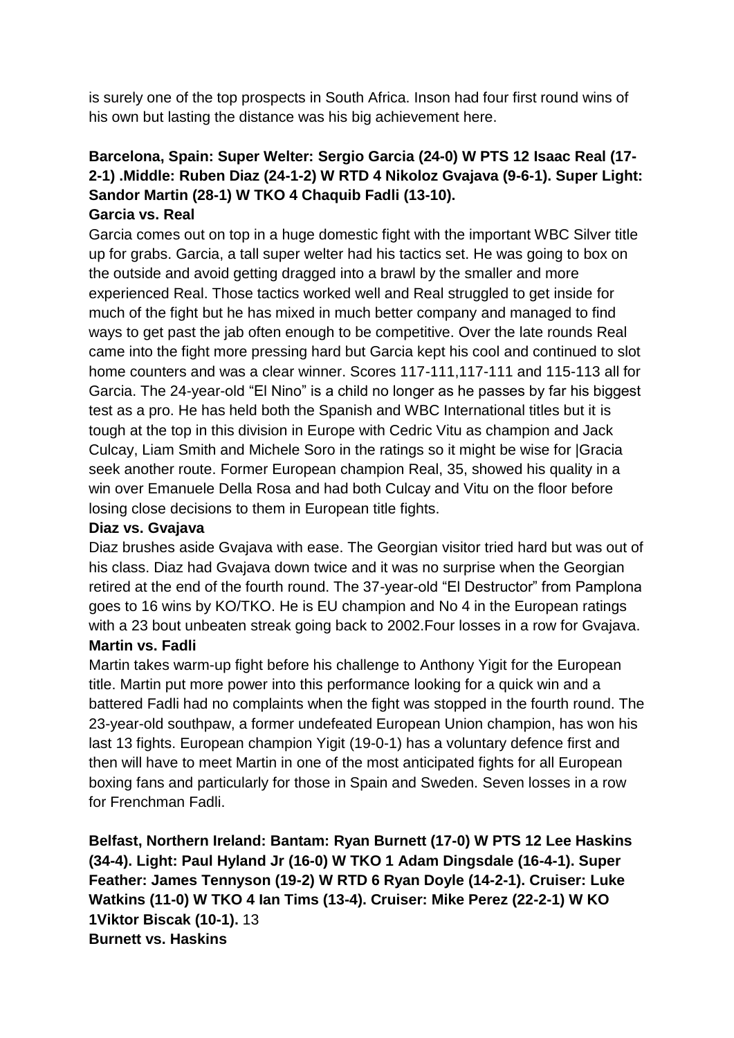is surely one of the top prospects in South Africa. Inson had four first round wins of his own but lasting the distance was his big achievement here.

**Barcelona, Spain: Super Welter: Sergio Garcia (24-0) W PTS 12 Isaac Real (17-2-1) .Middle: Ruben Diaz (24-1-2) W RTD 4 Nikoloz Gvajava (9-6-1). Super Light: Sandor Martin (28-1) W TKO 4 Chaquib Fadli (13-10).**

**Garcia vs. Real**

Garcia comes out on top in a huge domestic fight with the important WBC Silver title up for grabs. Garcia, a tall super welter had his tactics set. He was going to box on the outside and avoid getting dragged into a brawl by the smaller and more experienced Real. Those tactics worked well and Real struggled to get inside for much of the fight but he has mixed in much better company and managed to find ways to get past the jab often enough to be competitive. Over the late rounds Real came into the fight more pressing hard but Garcia kept his cool and continued to slot home counters and was a clear winner. Scores 117-111,117-111 and 115-113 all for Garcia. The 24-year-old "El Nino" is a child no longer as he passes by far his biggest test as a pro. He has held both the Spanish and WBC International titles but it is tough at the top in this division in Europe with Cedric Vitu as champion and Jack Culcay, Liam Smith and Michele Soro in the ratings so it might be wise for |Gracia seek another route. Former European champion Real, 35, showed his quality in a win over Emanuele Della Rosa and had both Culcay and Vitu on the floor before losing close decisions to them in European title fights.

**Diaz vs. Gvajava**

Diaz brushes aside Gvajava with ease. The Georgian visitor tried hard but was out of his class. Diaz had Gvajava down twice and it was no surprise when the Georgian retired at the end of the fourth round. The 37-year-old "El Destructor" from Pamplona goes to 16 wins by KO/TKO. He is EU champion and No 4 in the European ratings with a 23 bout unbeaten streak going back to 2002.Four losses in a row for Gvajava.

**Martin vs. Fadli**

Martin takes warm-up fight before his challenge to Anthony Yigit for the European title. Martin put more power into this performance looking for a quick win and a battered Fadli had no complaints when the fight was stopped in the fourth round. The 23-year-old southpaw, a former undefeated European Union champion, has won his last 13 fights. European champion Yigit (19-0-1) has a voluntary defence first and then will have to meet Martin in one of the most anticipated fights for all European boxing fans and particularly for those in Spain and Sweden. Seven losses in a row for Frenchman Fadli.

**Belfast, Northern Ireland: Bantam: Ryan Burnett (17-0) W PTS 12 Lee Haskins (34-4). Light: Paul Hyland Jr (16-0) W TKO 1 Adam Dingsdale (16-4-1). Super Feather: James Tennyson (19-2) W RTD 6 Ryan Doyle (14-2-1). Cruiser: Luke Watkins (11-0) W TKO 4 Ian Tims (13-4). Cruiser: Mike Perez (22-2-1) W KO 1Viktor Biscak (10-1).** 13

**Burnett vs. Haskins**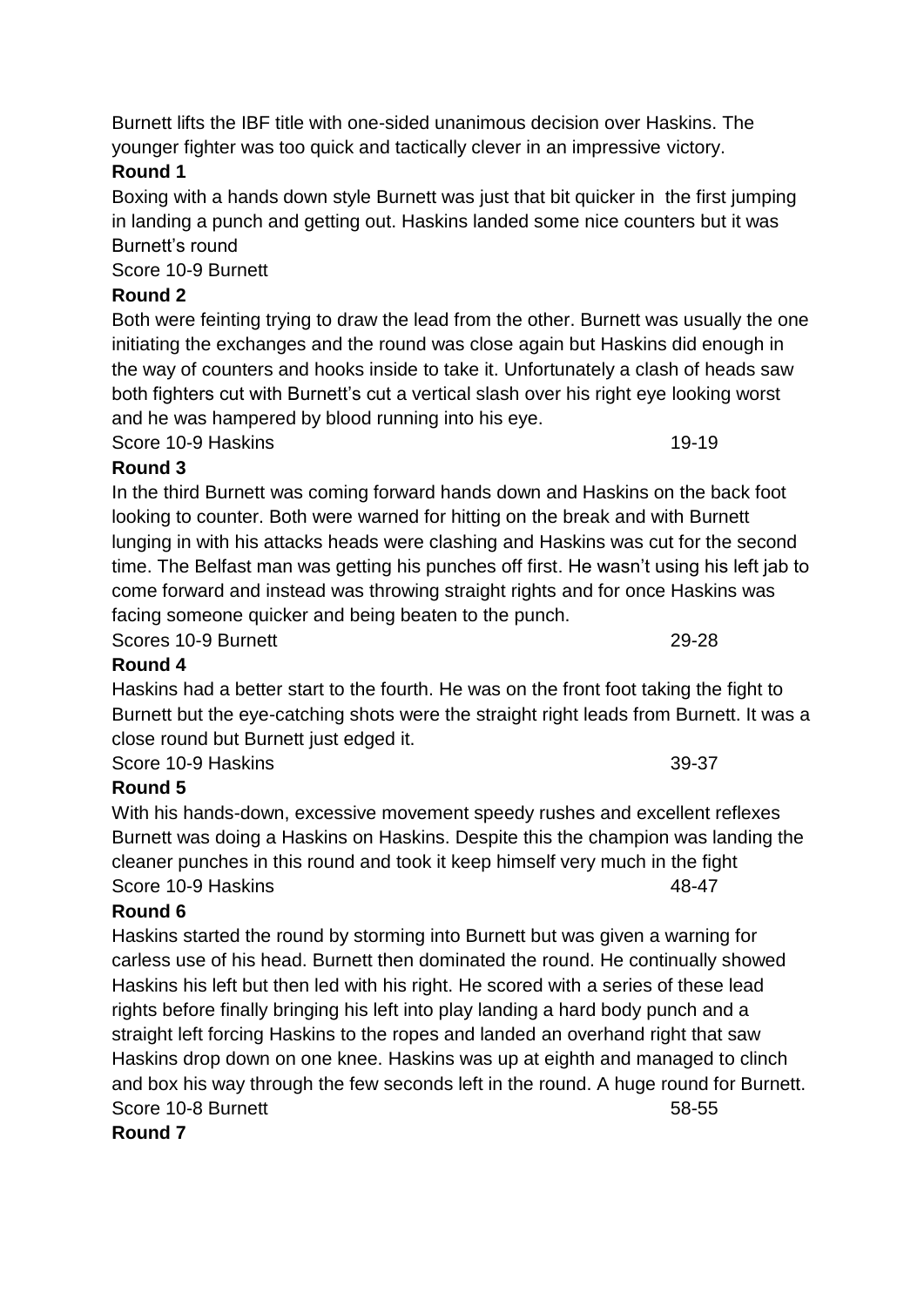Burnett lifts the IBF title with one-sided unanimous decision over Haskins. The younger fighter was too quick and tactically clever in an impressive victory.

**Round 1**

Boxing with a hands down style Burnett was just that bit quicker in the first jumping in landing a punch and getting out. Haskins landed some nice counters but it was Burnett's round

Score 10-9 Burnett

**Round 2**

Both were feinting trying to draw the lead from the other. Burnett was usually the one initiating the exchanges and the round was close again but Haskins did enough in the way of counters and hooks inside to take it. Unfortunately a clash of heads saw both fighters cut with Burnett's cut a vertical slash over his right eye looking worst and he was hampered by blood running into his eye.

Score 10-9 Haskins 19-19

**Round 3**

In the third Burnett was coming forward hands down and Haskins on the back foot looking to counter. Both were warned for hitting on the break and with Burnett lunging in with his attacks heads were clashing and Haskins was cut for the second time. The Belfast man was getting his punches off first. He wasn't using his left jab to come forward and instead was throwing straight rights and for once Haskins was facing someone quicker and being beaten to the punch.

Scores 10-9 Burnett 29-28

**Round 4**

Haskins had a better start to the fourth. He was on the front foot taking the fight to Burnett but the eye-catching shots were the straight right leads from Burnett. It was a close round but Burnett just edged it.

Score 10-9 Haskins 39-37

**Round 5**

With his hands-down, excessive movement speedy rushes and excellent reflexes Burnett was doing a Haskins on Haskins. Despite this the champion was landing the cleaner punches in this round and took it keep himself very much in the fight

Score 10-9 Haskins 48-47

**Round 6**

Haskins started the round by storming into Burnett but was given a warning for carless use of his head. Burnett then dominated the round. He continually showed Haskins his left but then led with his right. He scored with a series of these lead rights before finally bringing his left into play landing a hard body punch and a straight left forcing Haskins to the ropes and landed an overhand right that saw Haskins drop down on one knee. Haskins was up at eighth and managed to clinch and box his way through the few seconds left in the round. A huge round for Burnett.

Score 10-8 Burnett 58-55

**Round 7**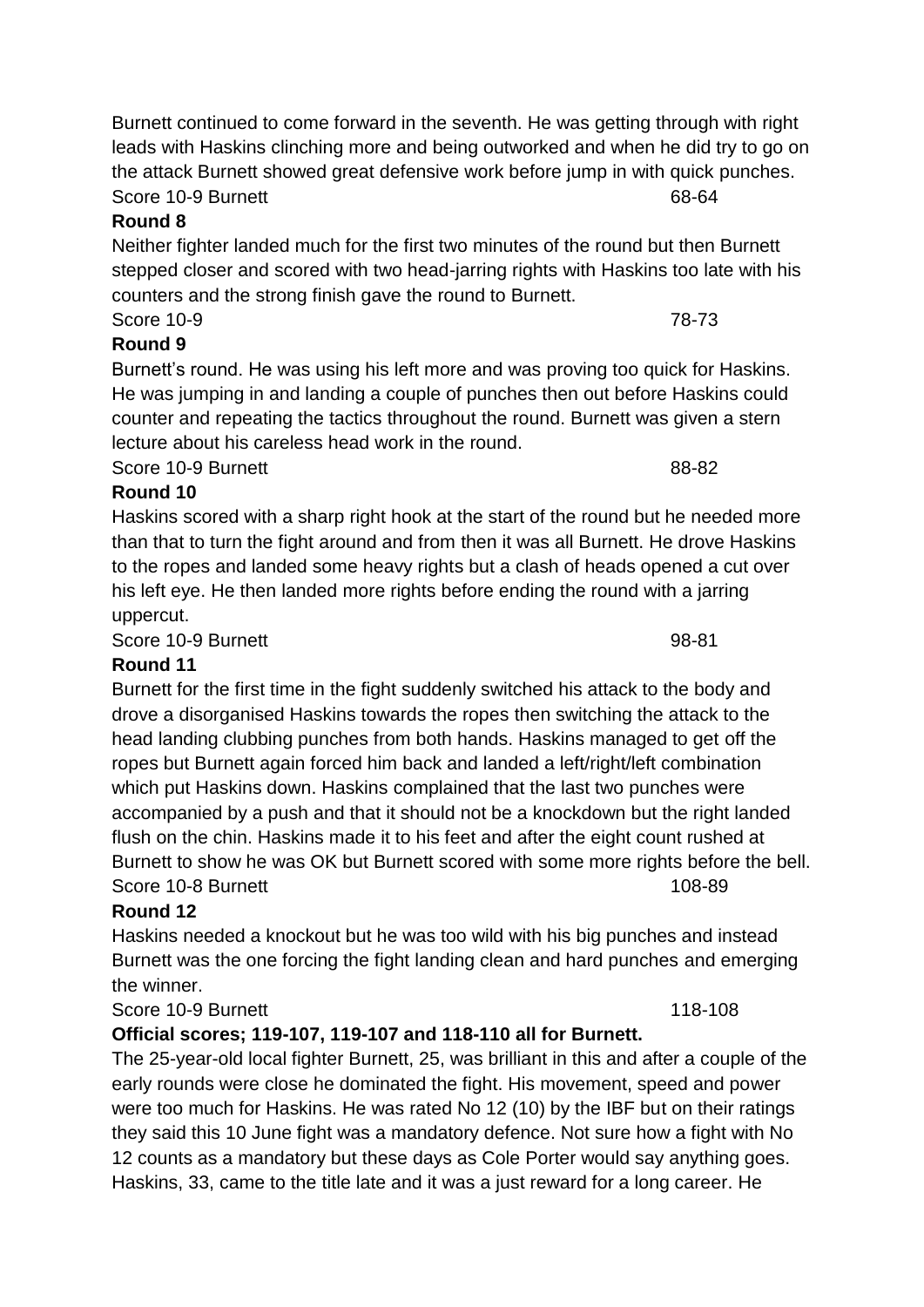Burnett continued to come forward in the seventh. He was getting through with right leads with Haskins clinching more and being outworked and when he did try to go on the attack Burnett showed great defensive work before jump in with quick punches.

Score 10-9 Burnett 68-64

**Round 8**

Neither fighter landed much for the first two minutes of the round but then Burnett stepped closer and scored with two head-jarring rights with Haskins too late with his counters and the strong finish gave the round to Burnett.

Score 10-9 78-73

**Round 9**

Burnett's round. He was using his left more and was proving too quick for Haskins. He was jumping in and landing a couple of punches then out before Haskins could counter and repeating the tactics throughout the round. Burnett was given a stern lecture about his careless head work in the round.

Score 10-9 Burnett 88-82

**Round 10**

Haskins scored with a sharp right hook at the start of the round but he needed more than that to turn the fight around and from then it was all Burnett. He drove Haskins to the ropes and landed some heavy rights but a clash of heads opened a cut over his left eye. He then landed more rights before ending the round with a jarring uppercut.

Score 10-9 Burnett 98-81

**Round 11**

Burnett for the first time in the fight suddenly switched his attack to the body and drove a disorganised Haskins towards the ropes then switching the attack to the head landing clubbing punches from both hands. Haskins managed to get off the ropes but Burnett again forced him back and landed a left/right/left combination which put Haskins down. Haskins complained that the last two punches were accompanied by a push and that it should not be a knockdown but the right landed flush on the chin. Haskins made it to his feet and after the eight count rushed at Burnett to show he was OK but Burnett scored with some more rights before the bell.

Score 10-8 Burnett 108-89

**Round 12**

Haskins needed a knockout but he was too wild with his big punches and instead Burnett was the one forcing the fight landing clean and hard punches and emerging the winner.

Score 10-9 Burnett 118-108

**Official scores; 119-107, 119-107 and 118-110 all for Burnett.**

The 25-year-old local fighter Burnett, 25, was brilliant in this and after a couple of the early rounds were close he dominated the fight. His movement, speed and power were too much for Haskins. He was rated No 12 (10) by the IBF but on their ratings they said this 10 June fight was a mandatory defence. Not sure how a fight with No 12 counts as a mandatory but these days as Cole Porter would say anything goes. Haskins, 33, came to the title late and it was a just reward for a long career. He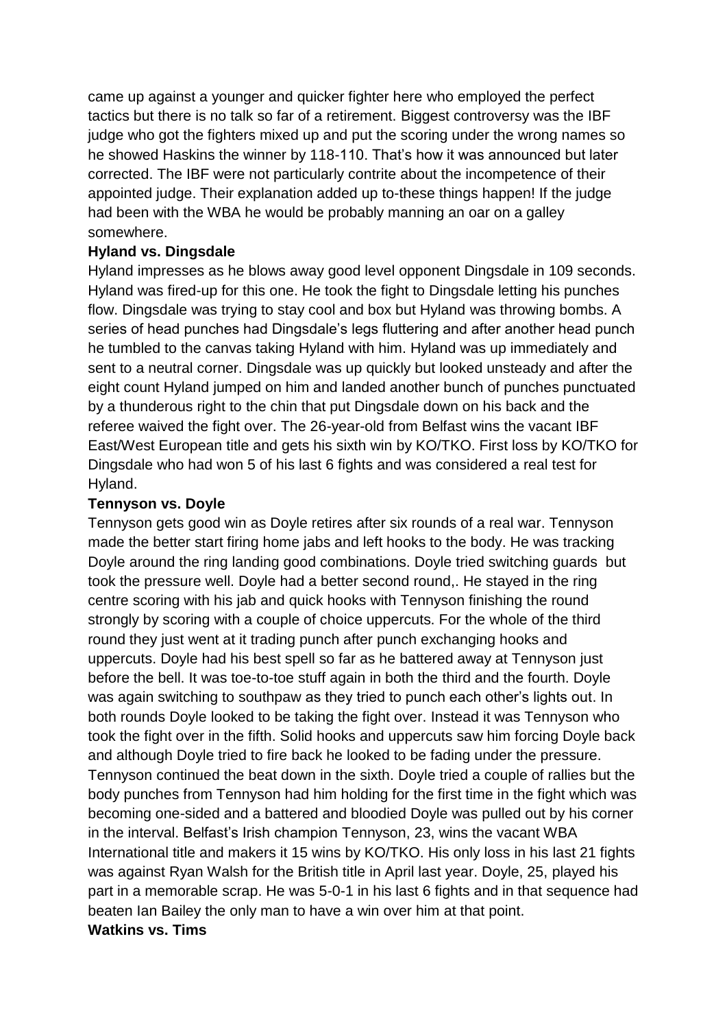came up against a younger and quicker fighter here who employed the perfect tactics but there is no talk so far of a retirement. Biggest controversy was the IBF judge who got the fighters mixed up and put the scoring under the wrong names so he showed Haskins the winner by 118-110. That's how it was announced but later corrected. The IBF were not particularly contrite about the incompetence of their appointed judge. Their explanation added up to-these things happen! If the judge had been with the WBA he would be probably manning an oar on a galley somewhere.

**Hyland vs. Dingsdale**

Hyland impresses as he blows away good level opponent Dingsdale in 109 seconds. Hyland was fired-up for this one. He took the fight to Dingsdale letting his punches flow. Dingsdale was trying to stay cool and box but Hyland was throwing bombs. A series of head punches had Dingsdale's legs fluttering and after another head punch he tumbled to the canvas taking Hyland with him. Hyland was up immediately and sent to a neutral corner. Dingsdale was up quickly but looked unsteady and after the eight count Hyland jumped on him and landed another bunch of punches punctuated by a thunderous right to the chin that put Dingsdale down on his back and the referee waived the fight over. The 26-year-old from Belfast wins the vacant IBF East/West European title and gets his sixth win by KO/TKO. First loss by KO/TKO for Dingsdale who had won 5 of his last 6 fights and was considered a real test for Hyland.

**Tennyson vs. Doyle**

Tennyson gets good win as Doyle retires after six rounds of a real war. Tennyson made the better start firing home jabs and left hooks to the body. He was tracking Doyle around the ring landing good combinations. Doyle tried switching guards but took the pressure well. Doyle had a better second round,. He stayed in the ring centre scoring with his jab and quick hooks with Tennyson finishing the round strongly by scoring with a couple of choice uppercuts. For the whole of the third round they just went at it trading punch after punch exchanging hooks and uppercuts. Doyle had his best spell so far as he battered away at Tennyson just before the bell. It was toe-to-toe stuff again in both the third and the fourth. Doyle was again switching to southpaw as they tried to punch each other's lights out. In both rounds Doyle looked to be taking the fight over. Instead it was Tennyson who took the fight over in the fifth. Solid hooks and uppercuts saw him forcing Doyle back and although Doyle tried to fire back he looked to be fading under the pressure. Tennyson continued the beat down in the sixth. Doyle tried a couple of rallies but the body punches from Tennyson had him holding for the first time in the fight which was becoming one-sided and a battered and bloodied Doyle was pulled out by his corner in the interval. Belfast's Irish champion Tennyson, 23, wins the vacant WBA International title and makers it 15 wins by KO/TKO. His only loss in his last 21 fights was against Ryan Walsh for the British title in April last year. Doyle, 25, played his part in a memorable scrap. He was 5-0-1 in his last 6 fights and in that sequence had beaten Ian Bailey the only man to have a win over him at that point.

**Watkins vs. Tims**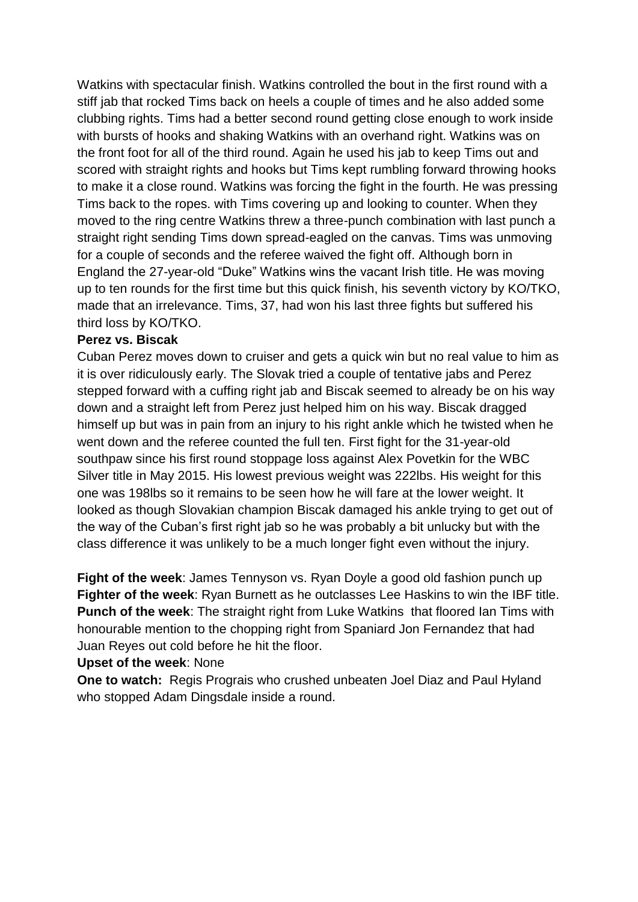Watkins with spectacular finish. Watkins controlled the bout in the first round with a stiff jab that rocked Tims back on heels a couple of times and he also added some clubbing rights. Tims had a better second round getting close enough to work inside with bursts of hooks and shaking Watkins with an overhand right. Watkins was on the front foot for all of the third round. Again he used his jab to keep Tims out and scored with straight rights and hooks but Tims kept rumbling forward throwing hooks to make it a close round. Watkins was forcing the fight in the fourth. He was pressing Tims back to the ropes. with Tims covering up and looking to counter. When they moved to the ring centre Watkins threw a three-punch combination with last punch a straight right sending Tims down spread-eagled on the canvas. Tims was unmoving for a couple of seconds and the referee waived the fight off. Although born in England the 27-year-old "Duke" Watkins wins the vacant Irish title. He was moving up to ten rounds for the first time but this quick finish, his seventh victory by KO/TKO, made that an irrelevance. Tims, 37, had won his last three fights but suffered his third loss by KO/TKO.

**Perez vs. Biscak**

Cuban Perez moves down to cruiser and gets a quick win but no real value to him as it is over ridiculously early. The Slovak tried a couple of tentative jabs and Perez stepped forward with a cuffing right jab and Biscak seemed to already be on his way down and a straight left from Perez just helped him on his way. Biscak dragged himself up but was in pain from an injury to his right ankle which he twisted when he went down and the referee counted the full ten. First fight for the 31-year-old southpaw since his first round stoppage loss against Alex Povetkin for the WBC Silver title in May 2015. His lowest previous weight was 222lbs. His weight for this one was 198lbs so it remains to be seen how he will fare at the lower weight. It looked as though Slovakian champion Biscak damaged his ankle trying to get out of the way of the Cuban's first right jab so he was probably a bit unlucky but with the class difference it was unlikely to be a much longer fight even without the injury.

**Fight of the week**: James Tennyson vs. Ryan Doyle a good old fashion punch up
**Fighter of the week**: Ryan Burnett as he outclasses Lee Haskins to win the IBF title.
**Punch of the week**: The straight right from Luke Watkins that floored Ian Tims with honourable mention to the chopping right from Spaniard Jon Fernandez that had Juan Reyes out cold before he hit the floor.
**Upset of the week**: None
**One to watch:** Regis Prograis who crushed unbeaten Joel Diaz and Paul Hyland who stopped Adam Dingsdale inside a round.